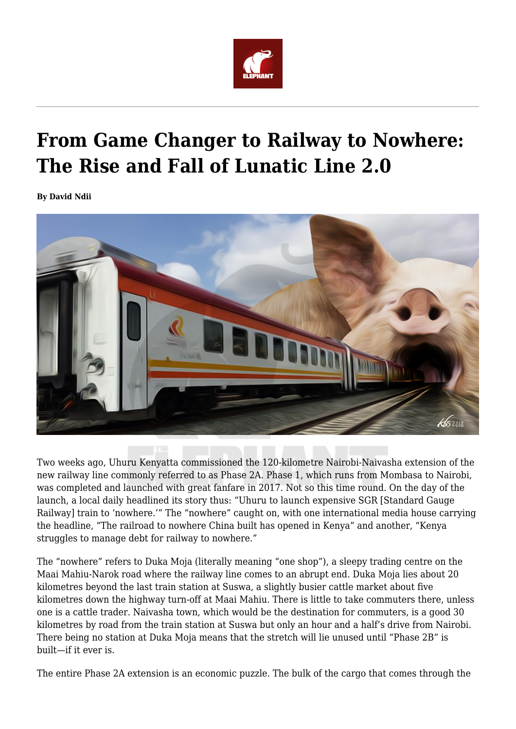# From Game Changer to Railway to Nowhere: The Rise and Fall of Lunatic Line 2.0

**By David Ndii**

Two weeks ago, Uhuru Kenyatta commissioned the 120-kilometre Nairobi-Naivasha extension of the new railway line commonly referred to as Phase 2A. Phase 1, which runs from Mombasa to Nairobi, was completed and launched with great fanfare in 2017. Not so this time round. On the day of the launch, a local daily headlined its story thus: "Uhuru to launch expensive SGR [Standard Gauge Railway] train to 'nowhere.'" The "nowhere" caught on, with one international media house carrying the headline, "The railroad to nowhere China built has opened in Kenya" and another, "Kenya struggles to manage debt for railway to nowhere."

The "nowhere" refers to Duka Moja (literally meaning "one shop"), a sleepy trading centre on the Maai Mahiu-Narok road where the railway line comes to an abrupt end. Duka Moja lies about 20 kilometres beyond the last train station at Suswa, a slightly busier cattle market about five kilometres down the highway turn-off at Maai Mahiu. There is little to take commuters there, unless one is a cattle trader. Naivasha town, which would be the destination for commuters, is a good 30 kilometres by road from the train station at Suswa but only an hour and a half's drive from Nairobi. There being no station at Duka Moja means that the stretch will lie unused until "Phase 2B" is built—if it ever is.

The entire Phase 2A extension is an economic puzzle. The bulk of the cargo that comes through the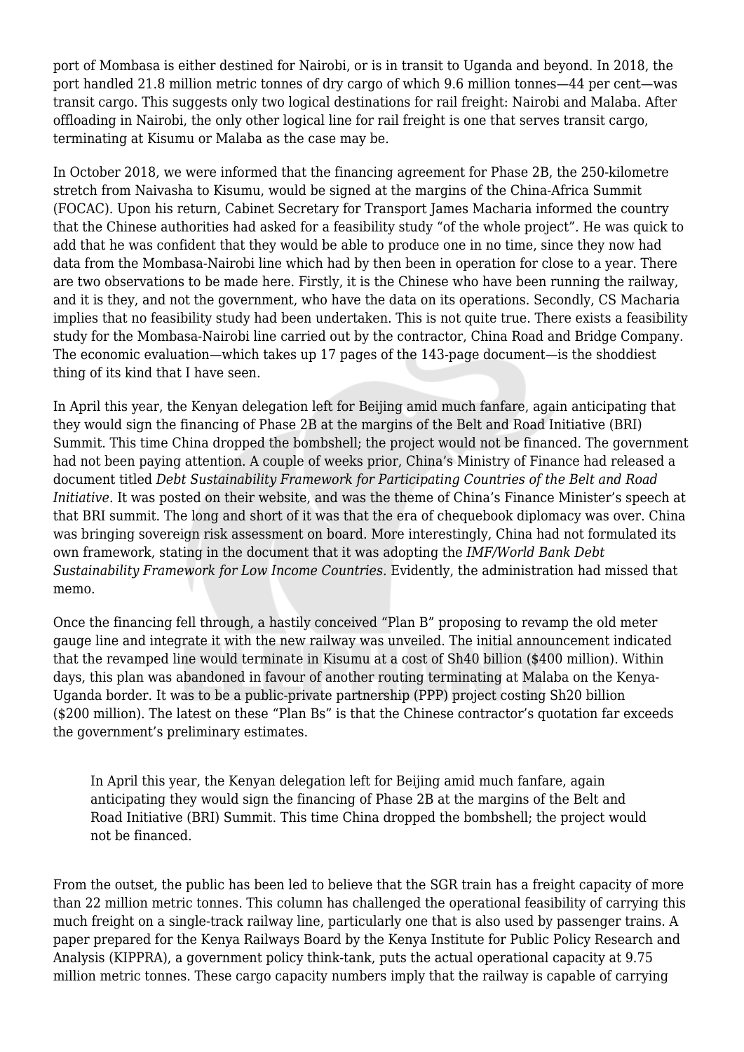port of Mombasa is either destined for Nairobi, or is in transit to Uganda and beyond. In 2018, the port handled 21.8 million metric tonnes of dry cargo of which 9.6 million tonnes—44 per cent—was transit cargo. This suggests only two logical destinations for rail freight: Nairobi and Malaba. After offloading in Nairobi, the only other logical line for rail freight is one that serves transit cargo, terminating at Kisumu or Malaba as the case may be.

In October 2018, we were informed that the financing agreement for Phase 2B, the 250-kilometre stretch from Naivasha to Kisumu, would be signed at the margins of the China-Africa Summit (FOCAC). Upon his return, Cabinet Secretary for Transport James Macharia informed the country that the Chinese authorities had asked for a feasibility study "of the whole project". He was quick to add that he was confident that they would be able to produce one in no time, since they now had data from the Mombasa-Nairobi line which had by then been in operation for close to a year. There are two observations to be made here. Firstly, it is the Chinese who have been running the railway, and it is they, and not the government, who have the data on its operations. Secondly, CS Macharia implies that no feasibility study had been undertaken. This is not quite true. There exists a feasibility study for the Mombasa-Nairobi line carried out by the contractor, China Road and Bridge Company. The economic evaluation—which takes up 17 pages of the 143-page document—is the shoddiest thing of its kind that I have seen.

In April this year, the Kenyan delegation left for Beijing amid much fanfare, again anticipating that they would sign the financing of Phase 2B at the margins of the Belt and Road Initiative (BRI) Summit. This time China dropped the bombshell; the project would not be financed. The government had not been paying attention. A couple of weeks prior, China's Ministry of Finance had released a document titled *Debt Sustainability Framework for Participating Countries of the Belt and Road Initiative.* It was posted on their website, and was the theme of China's Finance Minister's speech at that BRI summit. The long and short of it was that the era of chequebook diplomacy was over. China was bringing sovereign risk assessment on board. More interestingly, China had not formulated its own framework, stating in the document that it was adopting the *IMF/World Bank Debt Sustainability Framework for Low Income Countries.* Evidently, the administration had missed that memo.

Once the financing fell through, a hastily conceived "Plan B" proposing to revamp the old meter gauge line and integrate it with the new railway was unveiled. The initial announcement indicated that the revamped line would terminate in Kisumu at a cost of Sh40 billion ($400 million). Within days, this plan was abandoned in favour of another routing terminating at Malaba on the Kenya-Uganda border. It was to be a public-private partnership (PPP) project costing Sh20 billion ($200 million). The latest on these "Plan Bs" is that the Chinese contractor's quotation far exceeds the government's preliminary estimates.

> In April this year, the Kenyan delegation left for Beijing amid much fanfare, again anticipating they would sign the financing of Phase 2B at the margins of the Belt and Road Initiative (BRI) Summit. This time China dropped the bombshell; the project would not be financed.

From the outset, the public has been led to believe that the SGR train has a freight capacity of more than 22 million metric tonnes. This column has challenged the operational feasibility of carrying this much freight on a single-track railway line, particularly one that is also used by passenger trains. A paper prepared for the Kenya Railways Board by the Kenya Institute for Public Policy Research and Analysis (KIPPRA), a government policy think-tank, puts the actual operational capacity at 9.75 million metric tonnes. These cargo capacity numbers imply that the railway is capable of carrying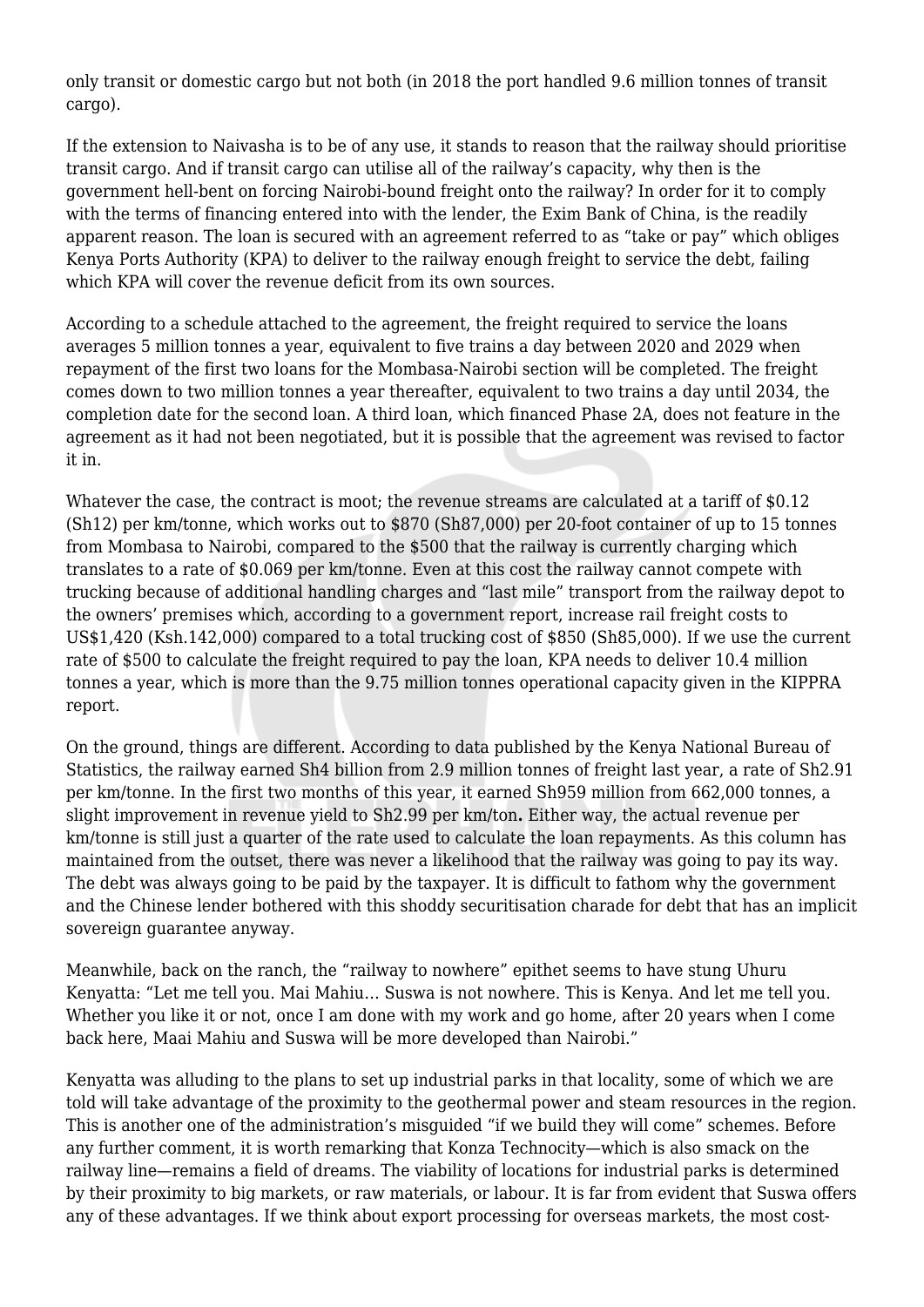only transit or domestic cargo but not both (in 2018 the port handled 9.6 million tonnes of transit cargo).

If the extension to Naivasha is to be of any use, it stands to reason that the railway should prioritise transit cargo. And if transit cargo can utilise all of the railway's capacity, why then is the government hell-bent on forcing Nairobi-bound freight onto the railway? In order for it to comply with the terms of financing entered into with the lender, the Exim Bank of China, is the readily apparent reason. The loan is secured with an agreement referred to as "take or pay" which obliges Kenya Ports Authority (KPA) to deliver to the railway enough freight to service the debt, failing which KPA will cover the revenue deficit from its own sources.

According to a schedule attached to the agreement, the freight required to service the loans averages 5 million tonnes a year, equivalent to five trains a day between 2020 and 2029 when repayment of the first two loans for the Mombasa-Nairobi section will be completed. The freight comes down to two million tonnes a year thereafter, equivalent to two trains a day until 2034, the completion date for the second loan. A third loan, which financed Phase 2A, does not feature in the agreement as it had not been negotiated, but it is possible that the agreement was revised to factor it in.

Whatever the case, the contract is moot; the revenue streams are calculated at a tariff of $0.12 (Sh12) per km/tonne, which works out to $870 (Sh87,000) per 20-foot container of up to 15 tonnes from Mombasa to Nairobi, compared to the $500 that the railway is currently charging which translates to a rate of $0.069 per km/tonne. Even at this cost the railway cannot compete with trucking because of additional handling charges and "last mile" transport from the railway depot to the owners' premises which, according to a government report, increase rail freight costs to US$1,420 (Ksh.142,000) compared to a total trucking cost of $850 (Sh85,000). If we use the current rate of $500 to calculate the freight required to pay the loan, KPA needs to deliver 10.4 million tonnes a year, which is more than the 9.75 million tonnes operational capacity given in the KIPPRA report.

On the ground, things are different. According to data published by the Kenya National Bureau of Statistics, the railway earned Sh4 billion from 2.9 million tonnes of freight last year, a rate of Sh2.91 per km/tonne. In the first two months of this year, it earned Sh959 million from 662,000 tonnes, a slight improvement in revenue yield to Sh2.99 per km/ton**.** Either way, the actual revenue per km/tonne is still just a quarter of the rate used to calculate the loan repayments. As this column has maintained from the outset, there was never a likelihood that the railway was going to pay its way. The debt was always going to be paid by the taxpayer. It is difficult to fathom why the government and the Chinese lender bothered with this shoddy securitisation charade for debt that has an implicit sovereign guarantee anyway.

Meanwhile, back on the ranch, the "railway to nowhere" epithet seems to have stung Uhuru Kenyatta: "Let me tell you. Mai Mahiu… Suswa is not nowhere. This is Kenya. And let me tell you. Whether you like it or not, once I am done with my work and go home, after 20 years when I come back here, Maai Mahiu and Suswa will be more developed than Nairobi."

Kenyatta was alluding to the plans to set up industrial parks in that locality, some of which we are told will take advantage of the proximity to the geothermal power and steam resources in the region. This is another one of the administration's misguided "if we build they will come" schemes. Before any further comment, it is worth remarking that Konza Technocity—which is also smack on the railway line—remains a field of dreams. The viability of locations for industrial parks is determined by their proximity to big markets, or raw materials, or labour. It is far from evident that Suswa offers any of these advantages. If we think about export processing for overseas markets, the most cost-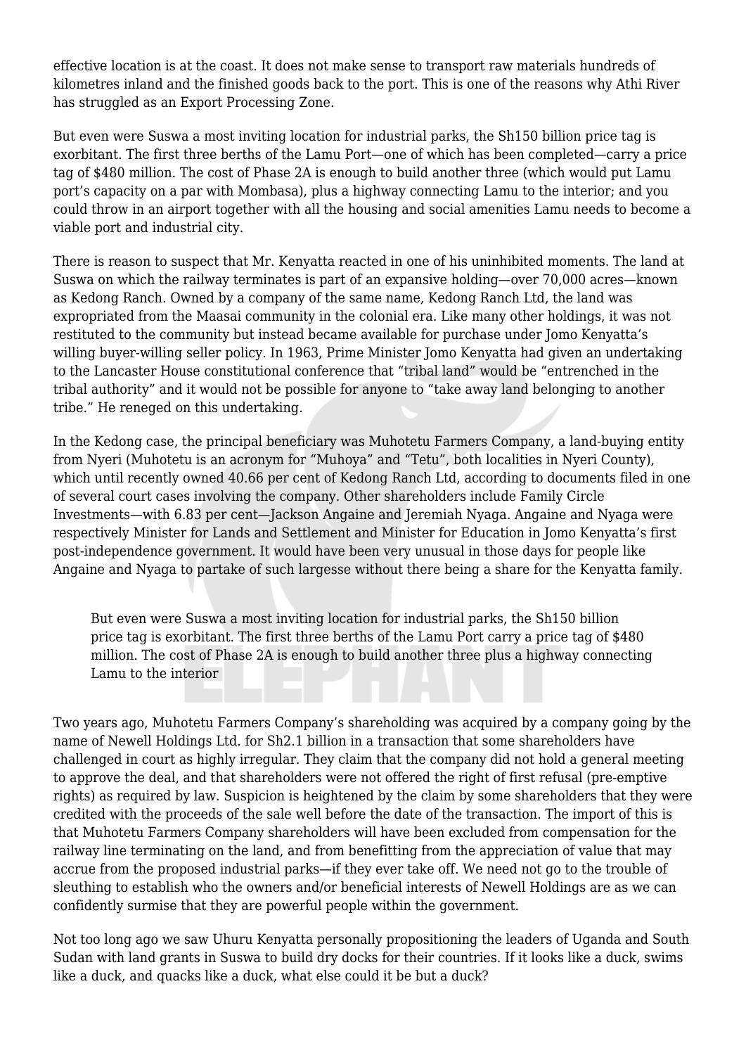effective location is at the coast. It does not make sense to transport raw materials hundreds of kilometres inland and the finished goods back to the port. This is one of the reasons why Athi River has struggled as an Export Processing Zone.

But even were Suswa a most inviting location for industrial parks, the Sh150 billion price tag is exorbitant. The first three berths of the Lamu Port—one of which has been completed—carry a price tag of $480 million. The cost of Phase 2A is enough to build another three (which would put Lamu port's capacity on a par with Mombasa), plus a highway connecting Lamu to the interior; and you could throw in an airport together with all the housing and social amenities Lamu needs to become a viable port and industrial city.

There is reason to suspect that Mr. Kenyatta reacted in one of his uninhibited moments. The land at Suswa on which the railway terminates is part of an expansive holding—over 70,000 acres—known as Kedong Ranch. Owned by a company of the same name, Kedong Ranch Ltd, the land was expropriated from the Maasai community in the colonial era. Like many other holdings, it was not restituted to the community but instead became available for purchase under Jomo Kenyatta's willing buyer-willing seller policy. In 1963, Prime Minister Jomo Kenyatta had given an undertaking to the Lancaster House constitutional conference that "tribal land" would be "entrenched in the tribal authority" and it would not be possible for anyone to "take away land belonging to another tribe." He reneged on this undertaking.

In the Kedong case, the principal beneficiary was Muhotetu Farmers Company, a land-buying entity from Nyeri (Muhotetu is an acronym for "Muhoya" and "Tetu", both localities in Nyeri County), which until recently owned 40.66 per cent of Kedong Ranch Ltd, according to documents filed in one of several court cases involving the company. Other shareholders include Family Circle Investments—with 6.83 per cent—Jackson Angaine and Jeremiah Nyaga. Angaine and Nyaga were respectively Minister for Lands and Settlement and Minister for Education in Jomo Kenyatta's first post-independence government. It would have been very unusual in those days for people like Angaine and Nyaga to partake of such largesse without there being a share for the Kenyatta family.

> But even were Suswa a most inviting location for industrial parks, the Sh150 billion price tag is exorbitant. The first three berths of the Lamu Port carry a price tag of $480 million. The cost of Phase 2A is enough to build another three plus a highway connecting Lamu to the interior

Two years ago, Muhotetu Farmers Company's shareholding was acquired by a company going by the name of Newell Holdings Ltd. for Sh2.1 billion in a transaction that some shareholders have challenged in court as highly irregular. They claim that the company did not hold a general meeting to approve the deal, and that shareholders were not offered the right of first refusal (pre-emptive rights) as required by law. Suspicion is heightened by the claim by some shareholders that they were credited with the proceeds of the sale well before the date of the transaction. The import of this is that Muhotetu Farmers Company shareholders will have been excluded from compensation for the railway line terminating on the land, and from benefitting from the appreciation of value that may accrue from the proposed industrial parks—if they ever take off. We need not go to the trouble of sleuthing to establish who the owners and/or beneficial interests of Newell Holdings are as we can confidently surmise that they are powerful people within the government.

Not too long ago we saw Uhuru Kenyatta personally propositioning the leaders of Uganda and South Sudan with land grants in Suswa to build dry docks for their countries. If it looks like a duck, swims like a duck, and quacks like a duck, what else could it be but a duck?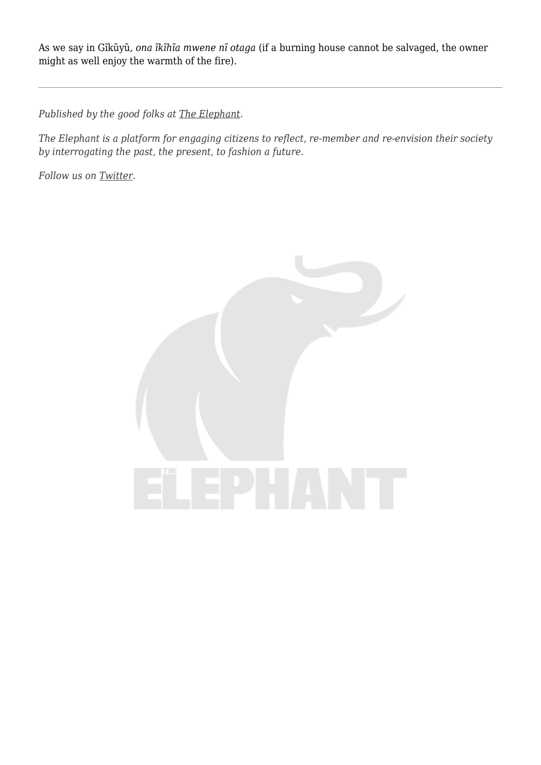As we say in Gĩkũyũ, *ona ĩkĩhĩa mwene nĩ otaga* (if a burning house cannot be salvaged, the owner might as well enjoy the warmth of the fire).

---

*Published by the good folks at The Elephant.*

*The Elephant is a platform for engaging citizens to reflect, re-member and re-envision their society by interrogating the past, the present, to fashion a future.*

*Follow us on Twitter.*